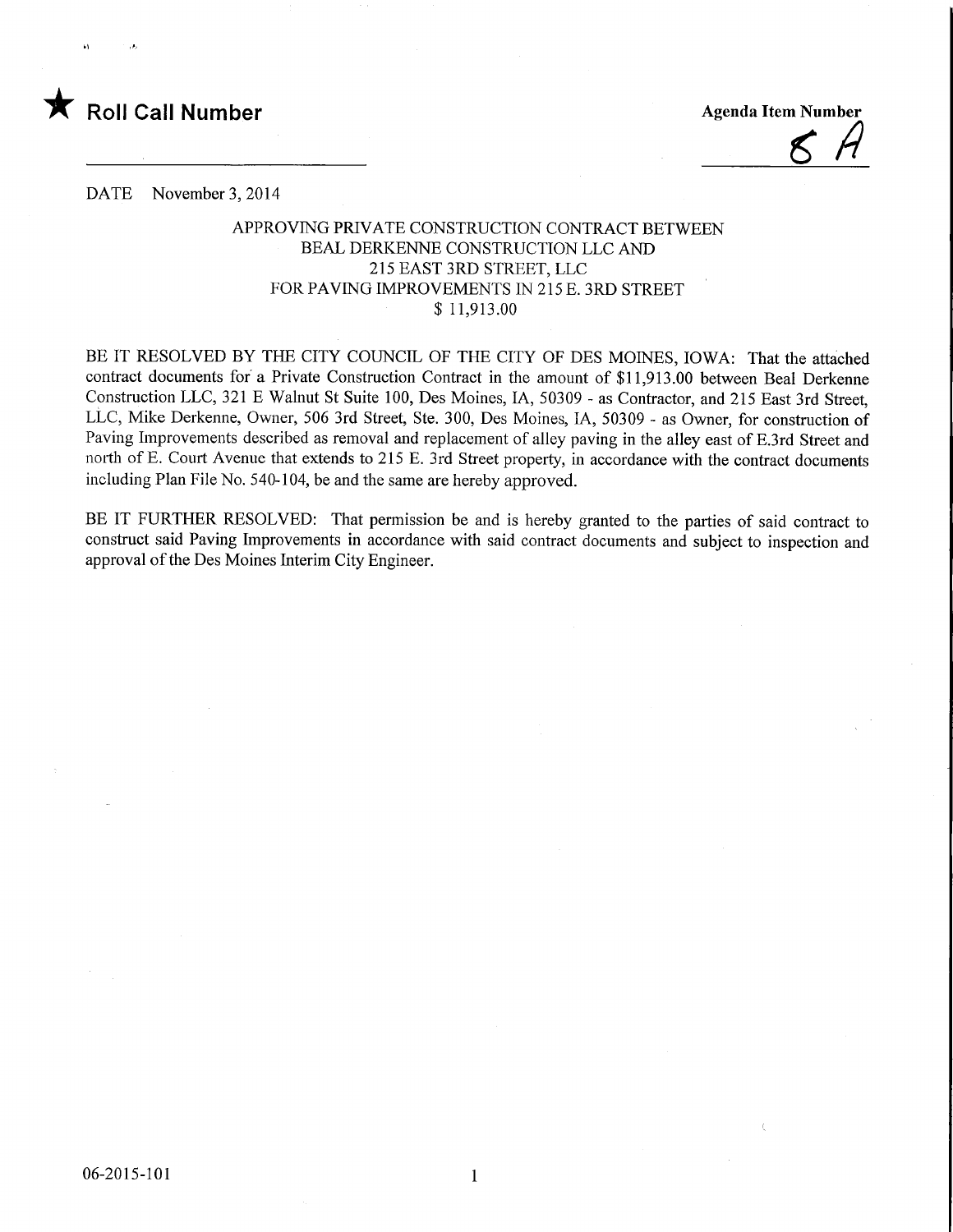★ **Roll Call Number**

**Agenda Item Number**

8 A

DATE November 3, 2014

APPROVING PRIVATE CONSTRUCTION CONTRACT BETWEEN
BEAL DERKENNE CONSTRUCTION LLC AND
215 EAST 3RD STREET, LLC
FOR PAVING IMPROVEMENTS IN 215 E. 3RD STREET
$ 11,913.00

BE IT RESOLVED BY THE CITY COUNCIL OF THE CITY OF DES MOINES, IOWA: That the attached contract documents for a Private Construction Contract in the amount of $11,913.00 between Beal Derkenne Construction LLC, 321 E Walnut St Suite 100, Des Moines, IA, 50309 - as Contractor, and 215 East 3rd Street, LLC, Mike Derkenne, Owner, 506 3rd Street, Ste. 300, Des Moines, IA, 50309 - as Owner, for construction of Paving Improvements described as removal and replacement of alley paving in the alley east of E.3rd Street and north of E. Court Avenue that extends to 215 E. 3rd Street property, in accordance with the contract documents including Plan File No. 540-104, be and the same are hereby approved.

BE IT FURTHER RESOLVED: That permission be and is hereby granted to the parties of said contract to construct said Paving Improvements in accordance with said contract documents and subject to inspection and approval of the Des Moines Interim City Engineer.

06-2015-101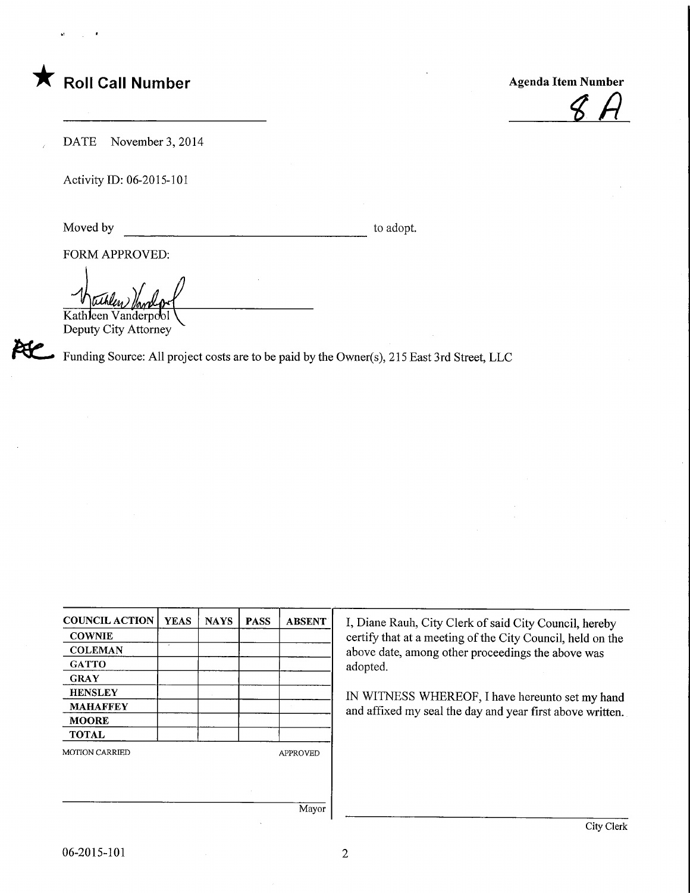★ **Roll Call Number**

______________________

**Agenda Item Number**

8A

DATE November 3, 2014

Activity ID: 06-2015-101

Moved by ______________________ to adopt.

FORM APPROVED:

Kathleen Vanderpool
Deputy City Attorney

Funding Source: All project costs are to be paid by the Owner(s), 215 East 3rd Street, LLC

| COUNCIL ACTION | YEAS | NAYS | PASS | ABSENT |
|---|---|---|---|---|
| COWNIE | | | | |
| COLEMAN | | | | |
| GATTO | | | | |
| GRAY | | | | |
| HENSLEY | | | | |
| MAHAFFEY | | | | |
| MOORE | | | | |
| TOTAL | | | | |

MOTION CARRIED APPROVED

______________________ Mayor

I, Diane Rauh, City Clerk of said City Council, hereby certify that at a meeting of the City Council, held on the above date, among other proceedings the above was adopted.

IN WITNESS WHEREOF, I have hereunto set my hand and affixed my seal the day and year first above written.

______________________ City Clerk

06-2015-101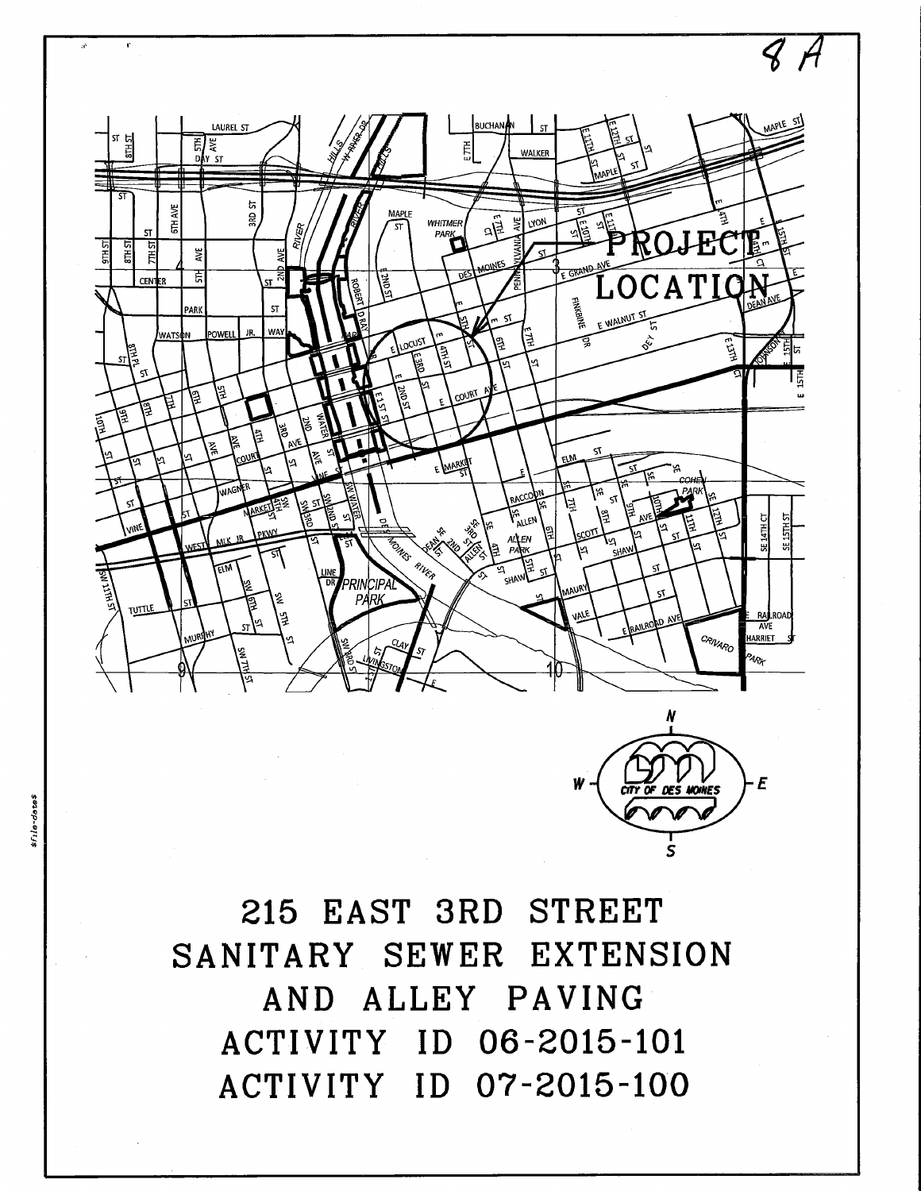8A

PROJECT LOCATION

# 215 EAST 3RD STREET SANITARY SEWER EXTENSION AND ALLEY PAVING

# ACTIVITY ID 06-2015-101

# ACTIVITY ID 07-2015-100